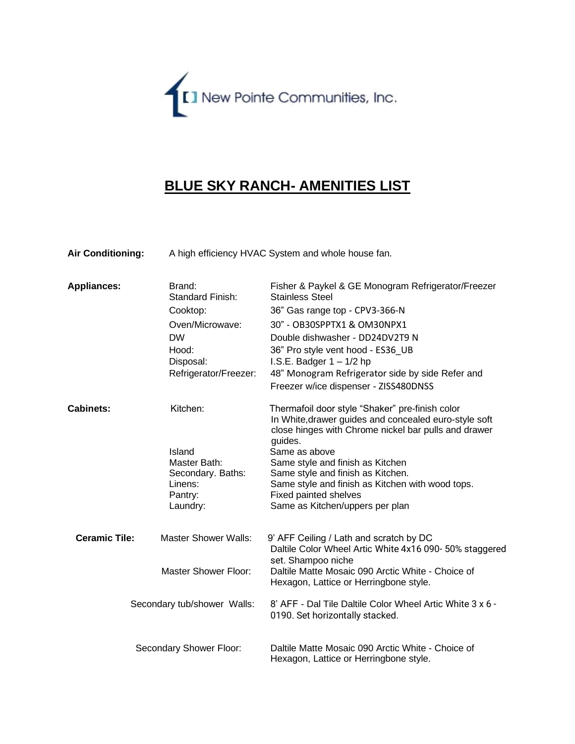New Pointe Communities, Inc.

# BLUE SKY RANCH- AMENITIES LIST

**Air Conditioning:** A high efficiency HVAC System and whole house fan.

**Appliances:**

| | |
|---|---|
| Brand: | Fisher & Paykel & GE Monogram Refrigerator/Freezer |
| Standard Finish: | Stainless Steel |
| Cooktop: | 36" Gas range top - CPV3-366-N |
| Oven/Microwave: | 30" - OB30SPPTX1 & OM30NPX1 |
| DW | Double dishwasher - DD24DV2T9 N |
| Hood: | 36" Pro style vent hood - ES36_UB |
| Disposal: | I.S.E. Badger 1 – 1/2 hp |
| Refrigerator/Freezer: | 48" Monogram Refrigerator side by side Refer and Freezer w/ice dispenser - ZISS480DNSS |

**Cabinets:**

| | |
|---|---|
| Kitchen: | Thermafoil door style "Shaker" pre-finish color In White,drawer guides and concealed euro-style soft close hinges with Chrome nickel bar pulls and drawer guides. |
| Island | Same as above |
| Master Bath: | Same style and finish as Kitchen |
| Secondary. Baths: | Same style and finish as Kitchen. |
| Linens: | Same style and finish as Kitchen with wood tops. |
| Pantry: | Fixed painted shelves |
| Laundry: | Same as Kitchen/uppers per plan |

**Ceramic Tile:**

| | |
|---|---|
| Master Shower Walls: | 9' AFF Ceiling / Lath and scratch by DC Daltile Color Wheel Artic White 4x16 090- 50% staggered set. Shampoo niche |
| Master Shower Floor: | Daltile Matte Mosaic 090 Arctic White - Choice of Hexagon, Lattice or Herringbone style. |
| Secondary tub/shower Walls: | 8' AFF - Dal Tile Daltile Color Wheel Artic White 3 x 6 - 0190. Set horizontally stacked. |
| Secondary Shower Floor: | Daltile Matte Mosaic 090 Arctic White - Choice of Hexagon, Lattice or Herringbone style. |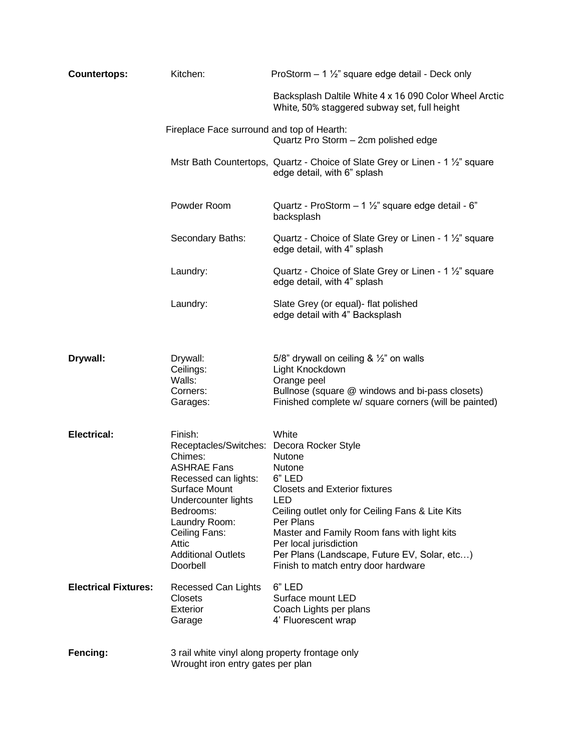| | | |
|---|---|---|
| **Countertops:** | Kitchen: | ProStorm – 1 ½" square edge detail - Deck only |
| | | Backsplash Daltile White 4 x 16 090 Color Wheel Arctic White, 50% staggered subway set, full height |
| | Fireplace Face surround and top of Hearth: | Quartz Pro Storm – 2cm polished edge |
| | Mstr Bath Countertops, | Quartz - Choice of Slate Grey or Linen - 1 ½" square edge detail, with 6" splash |
| | Powder Room | Quartz - ProStorm – 1 ½" square edge detail - 6" backsplash |
| | Secondary Baths: | Quartz - Choice of Slate Grey or Linen - 1 ½" square edge detail, with 4" splash |
| | Laundry: | Quartz - Choice of Slate Grey or Linen - 1 ½" square edge detail, with 4" splash |
| | Laundry: | Slate Grey (or equal)- flat polished edge detail with 4" Backsplash |
| **Drywall:** | Drywall: | 5/8" drywall on ceiling & ½" on walls |
| | Ceilings: | Light Knockdown |
| | Walls: | Orange peel |
| | Corners: | Bullnose (square @ windows and bi-pass closets) |
| | Garages: | Finished complete w/ square corners (will be painted) |
| **Electrical:** | Finish: | White |
| | Receptacles/Switches: | Decora Rocker Style |
| | Chimes: | Nutone |
| | ASHRAE Fans | Nutone |
| | Recessed can lights: | 6" LED |
| | Surface Mount | Closets and Exterior fixtures |
| | Undercounter lights | LED |
| | Bedrooms: | Ceiling outlet only for Ceiling Fans & Lite Kits |
| | Laundry Room: | Per Plans |
| | Ceiling Fans: | Master and Family Room fans with light kits |
| | Attic | Per local jurisdiction |
| | Additional Outlets | Per Plans (Landscape, Future EV, Solar, etc…) |
| | Doorbell | Finish to match entry door hardware |
| **Electrical Fixtures:** | Recessed Can Lights | 6" LED |
| | Closets | Surface mount LED |
| | Exterior | Coach Lights per plans |
| | Garage | 4' Fluorescent wrap |
| **Fencing:** | 3 rail white vinyl along property frontage only | |
| | Wrought iron entry gates per plan | |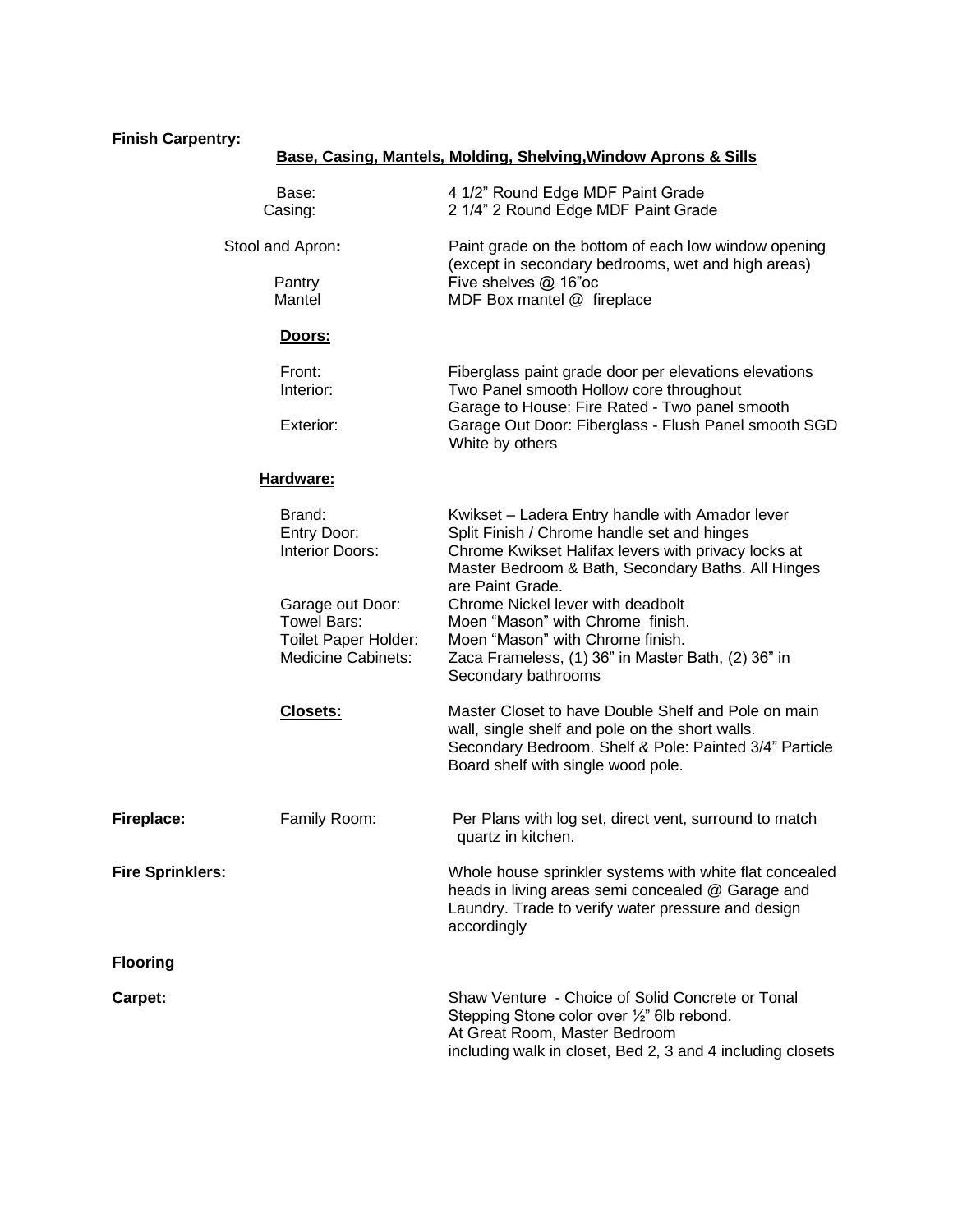**Finish Carpentry:**

**Base, Casing, Mantels, Molding, Shelving,Window Aprons & Sills**

| | |
|---|---|
| Base: | 4 1/2" Round Edge MDF Paint Grade |
| Casing: | 2 1/4" 2 Round Edge MDF Paint Grade |
| Stool and Apron**:** | Paint grade on the bottom of each low window opening (except in secondary bedrooms, wet and high areas) |
| Pantry | Five shelves @ 16"oc |
| Mantel | MDF Box mantel @ fireplace |

**Doors:**

| | |
|---|---|
| Front: | Fiberglass paint grade door per elevations elevations |
| Interior: | Two Panel smooth Hollow core throughout<br>Garage to House: Fire Rated - Two panel smooth |
| Exterior: | Garage Out Door: Fiberglass - Flush Panel smooth SGD White by others |

**Hardware:**

| | |
|---|---|
| Brand: | Kwikset – Ladera Entry handle with Amador lever |
| Entry Door: | Split Finish / Chrome handle set and hinges |
| Interior Doors: | Chrome Kwikset Halifax levers with privacy locks at Master Bedroom & Bath, Secondary Baths. All Hinges are Paint Grade. |
| Garage out Door: | Chrome Nickel lever with deadbolt |
| Towel Bars: | Moen "Mason" with Chrome finish. |
| Toilet Paper Holder: | Moen "Mason" with Chrome finish. |
| Medicine Cabinets: | Zaca Frameless, (1) 36" in Master Bath, (2) 36" in Secondary bathrooms |

**Closets:** Master Closet to have Double Shelf and Pole on main wall, single shelf and pole on the short walls. Secondary Bedroom. Shelf & Pole: Painted 3/4" Particle Board shelf with single wood pole.

**Fireplace:** Family Room: Per Plans with log set, direct vent, surround to match quartz in kitchen.

**Fire Sprinklers:** Whole house sprinkler systems with white flat concealed heads in living areas semi concealed @ Garage and Laundry. Trade to verify water pressure and design accordingly

**Flooring**

**Carpet:** Shaw Venture - Choice of Solid Concrete or Tonal Stepping Stone color over ½" 6lb rebond.
At Great Room, Master Bedroom
including walk in closet, Bed 2, 3 and 4 including closets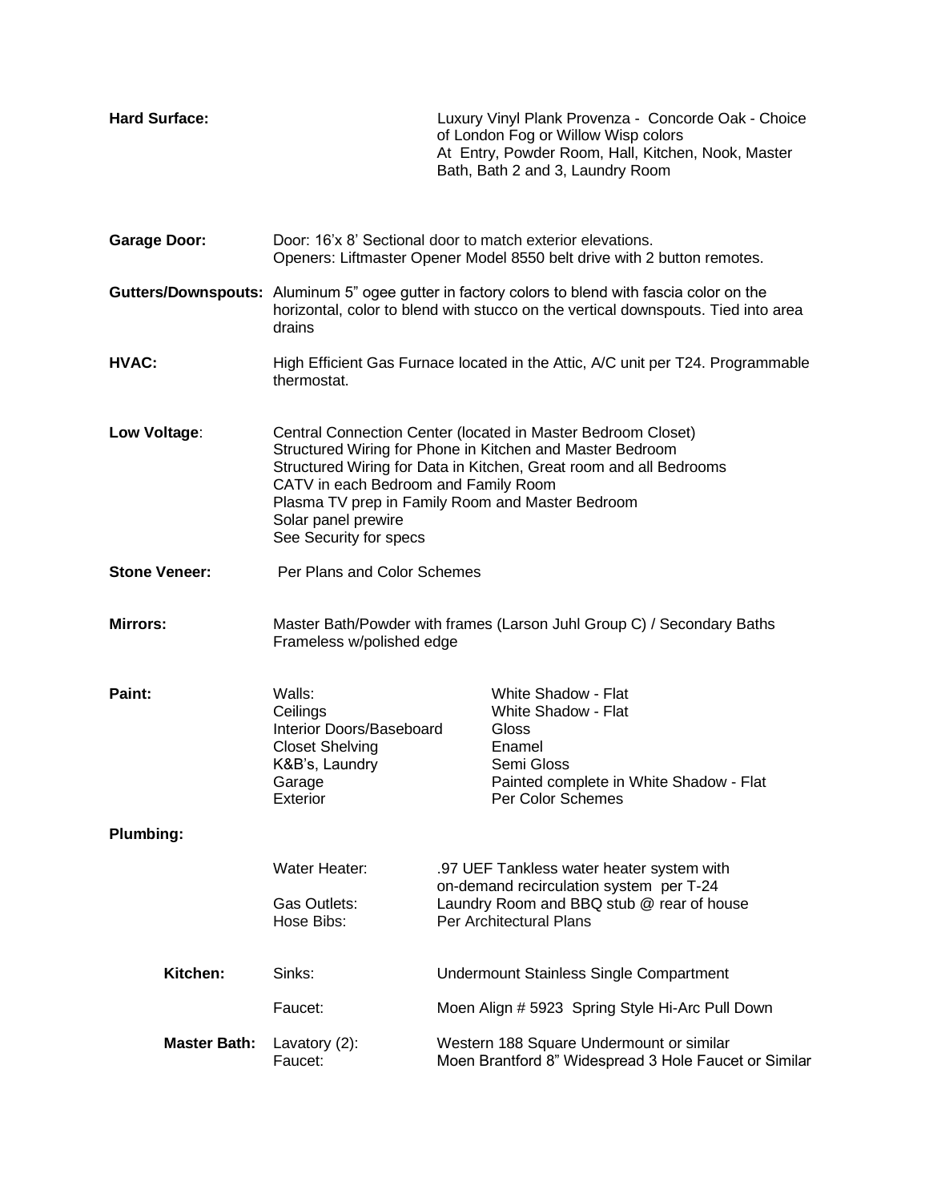**Hard Surface:** Luxury Vinyl Plank Provenza - Concorde Oak - Choice of London Fog or Willow Wisp colors
At Entry, Powder Room, Hall, Kitchen, Nook, Master Bath, Bath 2 and 3, Laundry Room

**Garage Door:** Door: 16'x 8' Sectional door to match exterior elevations.
Openers: Liftmaster Opener Model 8550 belt drive with 2 button remotes.

**Gutters/Downspouts:** Aluminum 5" ogee gutter in factory colors to blend with fascia color on the horizontal, color to blend with stucco on the vertical downspouts. Tied into area drains

**HVAC:** High Efficient Gas Furnace located in the Attic, A/C unit per T24. Programmable thermostat.

**Low Voltage**: Central Connection Center (located in Master Bedroom Closet)
Structured Wiring for Phone in Kitchen and Master Bedroom
Structured Wiring for Data in Kitchen, Great room and all Bedrooms
CATV in each Bedroom and Family Room
Plasma TV prep in Family Room and Master Bedroom
Solar panel prewire
See Security for specs

**Stone Veneer:** Per Plans and Color Schemes

**Mirrors:** Master Bath/Powder with frames (Larson Juhl Group C) / Secondary Baths Frameless w/polished edge

**Paint:**

| | |
|---|---|
| Walls: | White Shadow - Flat |
| Ceilings | White Shadow - Flat |
| Interior Doors/Baseboard | Gloss |
| Closet Shelving | Enamel |
| K&B's, Laundry | Semi Gloss |
| Garage | Painted complete in White Shadow - Flat |
| Exterior | Per Color Schemes |

**Plumbing:**

| | | |
|---|---|---|
| | Water Heater: | .97 UEF Tankless water heater system with on-demand recirculation system per T-24 |
| | Gas Outlets: | Laundry Room and BBQ stub @ rear of house |
| | Hose Bibs: | Per Architectural Plans |
| **Kitchen:** | Sinks: | Undermount Stainless Single Compartment |
| | Faucet: | Moen Align # 5923 Spring Style Hi-Arc Pull Down |
| **Master Bath:** | Lavatory (2): | Western 188 Square Undermount or similar |
| | Faucet: | Moen Brantford 8" Widespread 3 Hole Faucet or Similar |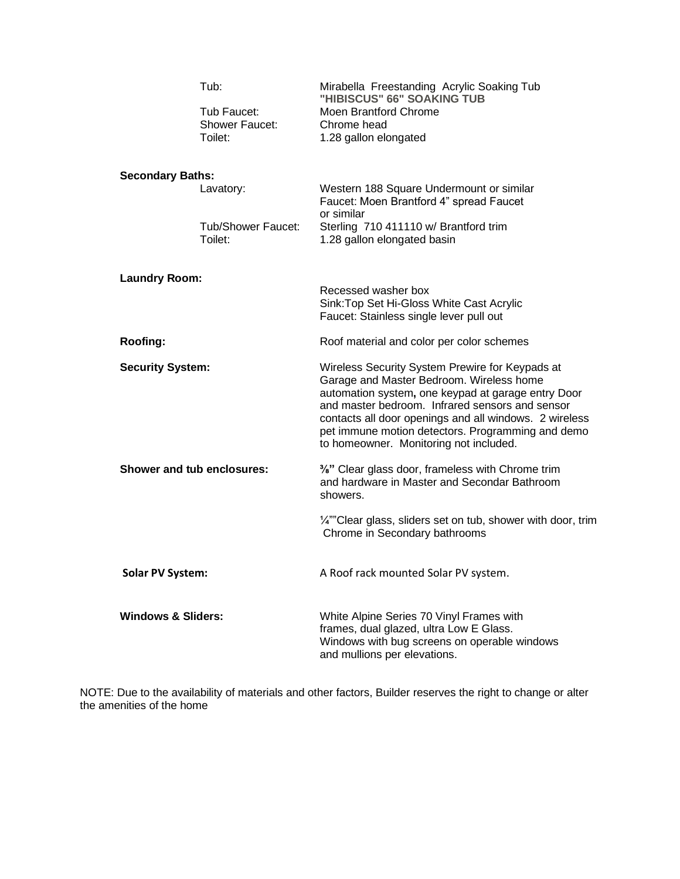| | | |
|---|---|---|
| | Tub: | Mirabella Freestanding Acrylic Soaking Tub<br>**"HIBISCUS" 66" SOAKING TUB** |
| | Tub Faucet: | Moen Brantford Chrome |
| | Shower Faucet: | Chrome head |
| | Toilet: | 1.28 gallon elongated |
| **Secondary Baths:** | | |
| | Lavatory: | Western 188 Square Undermount or similar<br>Faucet: Moen Brantford 4" spread Faucet or similar |
| | Tub/Shower Faucet: | Sterling 710 411110 w/ Brantford trim |
| | Toilet: | 1.28 gallon elongated basin |
| **Laundry Room:** | | Recessed washer box<br>Sink:Top Set Hi-Gloss White Cast Acrylic<br>Faucet: Stainless single lever pull out |
| **Roofing:** | | Roof material and color per color schemes |
| **Security System:** | | Wireless Security System Prewire for Keypads at Garage and Master Bedroom. Wireless home automation system**,** one keypad at garage entry Door and master bedroom. Infrared sensors and sensor contacts all door openings and all windows. 2 wireless pet immune motion detectors. Programming and demo to homeowner. Monitoring not included. |
| **Shower and tub enclosures:** | | **⅜"** Clear glass door, frameless with Chrome trim and hardware in Master and Secondar Bathroom showers.<br><br>¼""Clear glass, sliders set on tub, shower with door, trim Chrome in Secondary bathrooms |
| **Solar PV System:** | | A Roof rack mounted Solar PV system. |
| **Windows & Sliders:** | | White Alpine Series 70 Vinyl Frames with frames, dual glazed, ultra Low E Glass. Windows with bug screens on operable windows and mullions per elevations. |

NOTE: Due to the availability of materials and other factors, Builder reserves the right to change or alter the amenities of the home